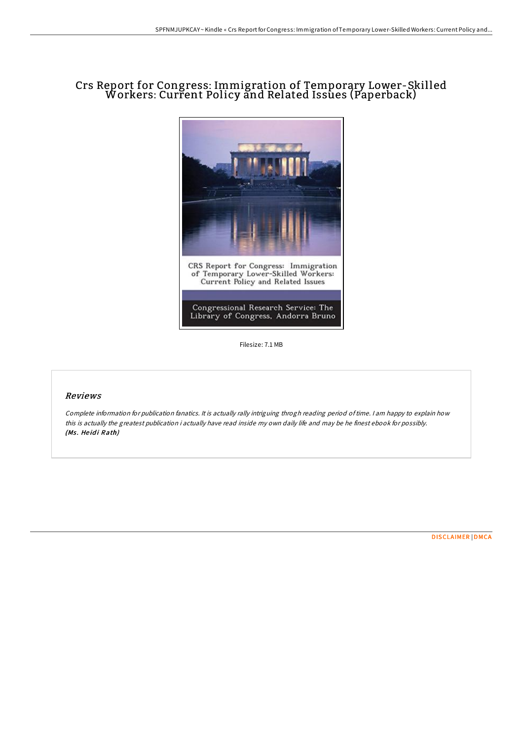# Crs Report for Congress: Immigration of Temporary Lower-Skilled Workers: Current Policy and Related Issues (Paperback)

CRS Report for Congress: Immigration of Temporary Lower-Skilled Workers: Current Policy and Related Issues

Congressional Research Service: The Library of Congress, Andorra Bruno

Filesize: 7.1 MB

## *Reviews*

*Complete information for publication fanatics. It is actually rally intriguing throgh reading period of time. I am happy to explain how this is actually the greatest publication i actually have read inside my own daily life and may be he finest ebook for possibly.*
***(Ms. Heidi Rath)***

DISCLAIMER | DMCA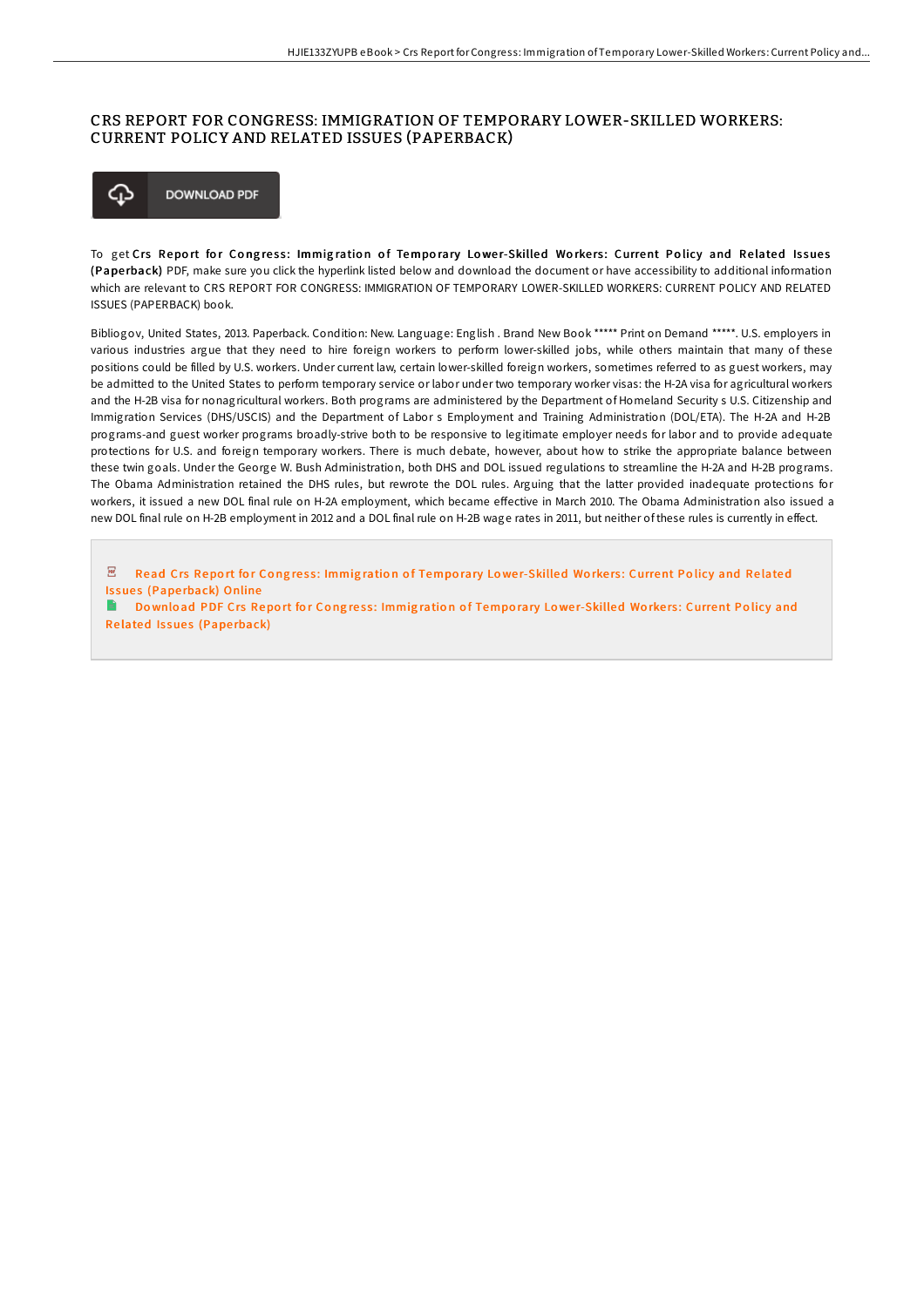# CRS REPORT FOR CONGRESS: IMMIGRATION OF TEMPORARY LOWER-SKILLED WORKERS: CURRENT POLICY AND RELATED ISSUES (PAPERBACK)

DOWNLOAD PDF

To get **Crs Report for Congress: Immigration of Temporary Lower-Skilled Workers: Current Policy and Related Issues (Paperback)** PDF, make sure you click the hyperlink listed below and download the document or have accessibility to additional information which are relevant to CRS REPORT FOR CONGRESS: IMMIGRATION OF TEMPORARY LOWER-SKILLED WORKERS: CURRENT POLICY AND RELATED ISSUES (PAPERBACK) book.

Bibliogov, United States, 2013. Paperback. Condition: New. Language: English . Brand New Book ***** Print on Demand *****. U.S. employers in various industries argue that they need to hire foreign workers to perform lower-skilled jobs, while others maintain that many of these positions could be filled by U.S. workers. Under current law, certain lower-skilled foreign workers, sometimes referred to as guest workers, may be admitted to the United States to perform temporary service or labor under two temporary worker visas: the H-2A visa for agricultural workers and the H-2B visa for nonagricultural workers. Both programs are administered by the Department of Homeland Security s U.S. Citizenship and Immigration Services (DHS/USCIS) and the Department of Labor s Employment and Training Administration (DOL/ETA). The H-2A and H-2B programs-and guest worker programs broadly-strive both to be responsive to legitimate employer needs for labor and to provide adequate protections for U.S. and foreign temporary workers. There is much debate, however, about how to strike the appropriate balance between these twin goals. Under the George W. Bush Administration, both DHS and DOL issued regulations to streamline the H-2A and H-2B programs. The Obama Administration retained the DHS rules, but rewrote the DOL rules. Arguing that the latter provided inadequate protections for workers, it issued a new DOL final rule on H-2A employment, which became effective in March 2010. The Obama Administration also issued a new DOL final rule on H-2B employment in 2012 and a DOL final rule on H-2B wage rates in 2011, but neither of these rules is currently in effect.

Read Crs Report for Congress: Immigration of Temporary Lower-Skilled Workers: Current Policy and Related Issues (Paperback) Online

Download PDF Crs Report for Congress: Immigration of Temporary Lower-Skilled Workers: Current Policy and Related Issues (Paperback)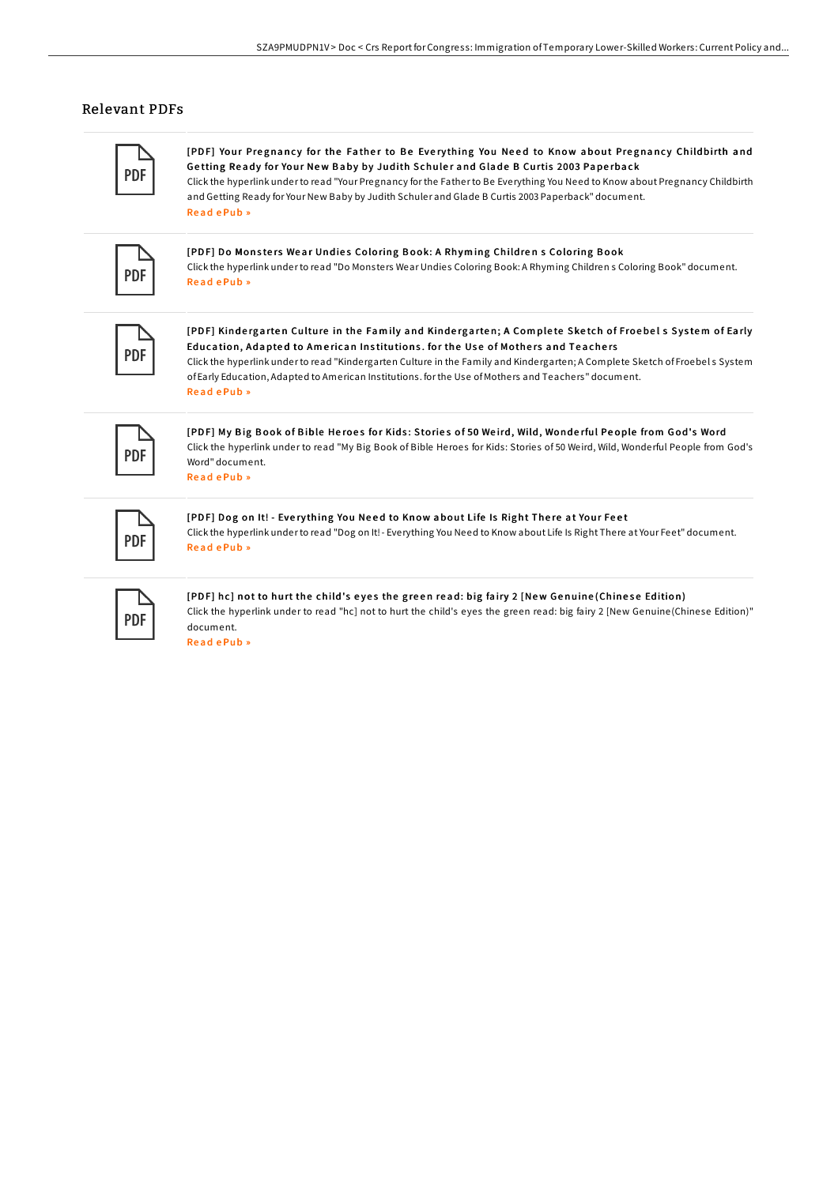## Relevant PDFs

**[PDF] Your Pregnancy for the Father to Be Everything You Need to Know about Pregnancy Childbirth and Getting Ready for Your New Baby by Judith Schuler and Glade B Curtis 2003 Paperback**

Click the hyperlink under to read "Your Pregnancy for the Father to Be Everything You Need to Know about Pregnancy Childbirth and Getting Ready for Your New Baby by Judith Schuler and Glade B Curtis 2003 Paperback" document.

Read ePub »

**[PDF] Do Monsters Wear Undies Coloring Book: A Rhyming Children s Coloring Book**

Click the hyperlink under to read "Do Monsters Wear Undies Coloring Book: A Rhyming Children s Coloring Book" document.

Read ePub »

**[PDF] Kindergarten Culture in the Family and Kindergarten; A Complete Sketch of Froebel s System of Early Education, Adapted to American Institutions. for the Use of Mothers and Teachers**

Click the hyperlink under to read "Kindergarten Culture in the Family and Kindergarten; A Complete Sketch of Froebel s System of Early Education, Adapted to American Institutions. for the Use of Mothers and Teachers" document.

Read ePub »

**[PDF] My Big Book of Bible Heroes for Kids: Stories of 50 Weird, Wild, Wonderful People from God's Word**

Click the hyperlink under to read "My Big Book of Bible Heroes for Kids: Stories of 50 Weird, Wild, Wonderful People from God's Word" document.

Read ePub »

**[PDF] Dog on It! - Everything You Need to Know about Life Is Right There at Your Feet**

Click the hyperlink under to read "Dog on It! - Everything You Need to Know about Life Is Right There at Your Feet" document.

Read ePub »

**[PDF] hc] not to hurt the child's eyes the green read: big fairy 2 [New Genuine(Chinese Edition)**

Click the hyperlink under to read "hc] not to hurt the child's eyes the green read: big fairy 2 [New Genuine(Chinese Edition)" document.

Read ePub »